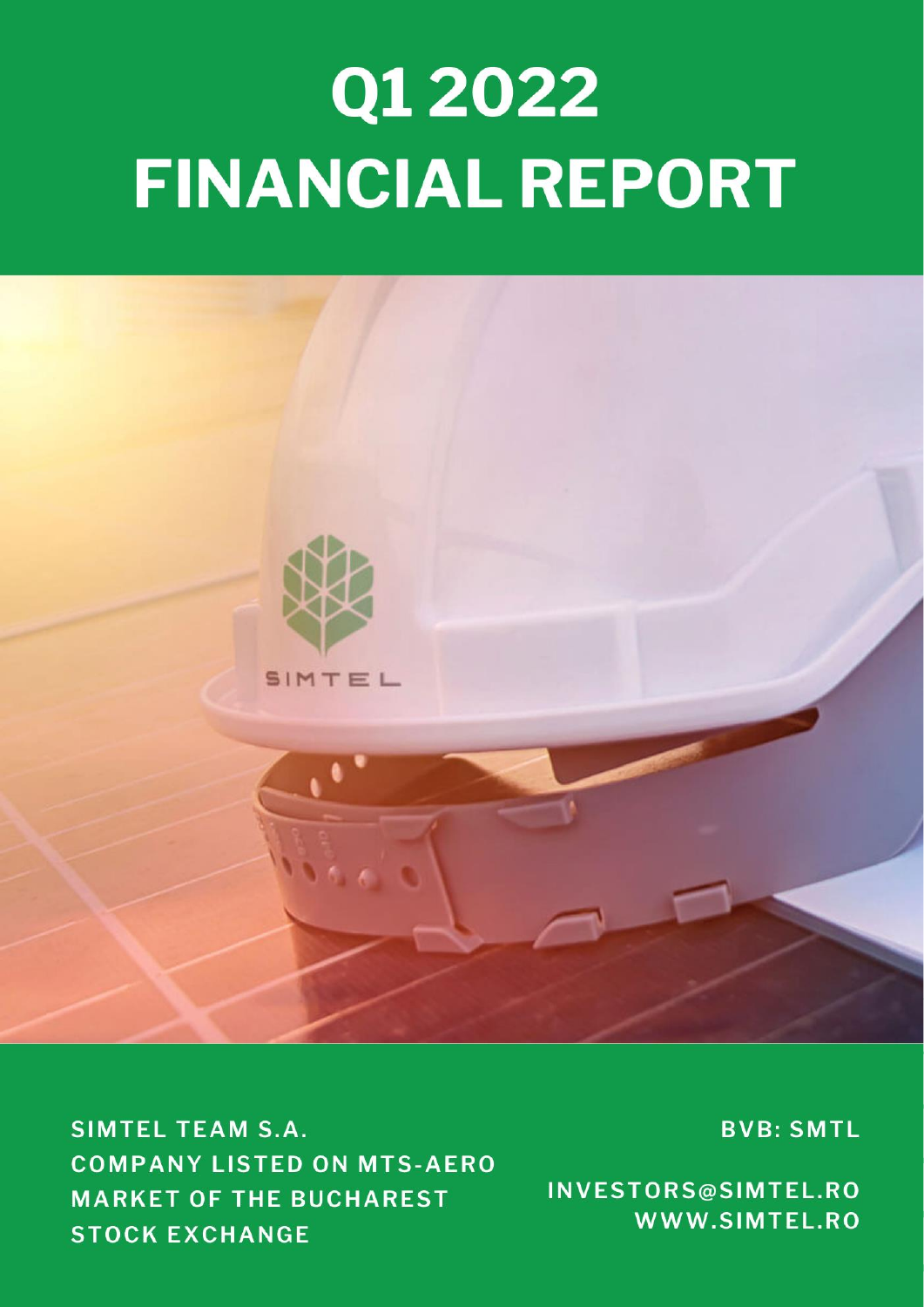# Q1 2022 FINANCIAL REPORT

**SIMTEL TEAM S.A.**
**COMPANY LISTED ON MTS-AERO MARKET OF THE BUCHAREST STOCK EXCHANGE**

**BVB: SMTL**

**INVESTORS@SIMTEL.RO**
**WWW.SIMTEL.RO**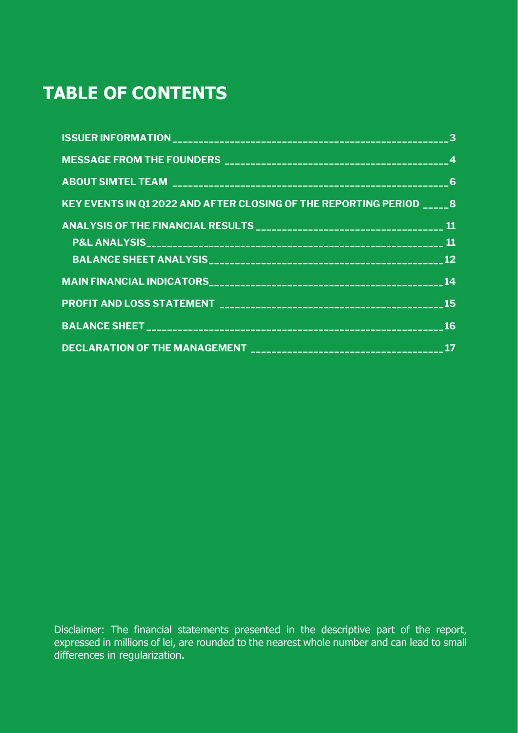# TABLE OF CONTENTS

| | |
|---|---|
| **ISSUER INFORMATION** | **3** |
| **MESSAGE FROM THE FOUNDERS** | **4** |
| **ABOUT SIMTEL TEAM** | **6** |
| **KEY EVENTS IN Q1 2022 AND AFTER CLOSING OF THE REPORTING PERIOD** | **8** |
| **ANALYSIS OF THE FINANCIAL RESULTS** | **11** |
| **P&L ANALYSIS** | **11** |
| **BALANCE SHEET ANALYSIS** | **12** |
| **MAIN FINANCIAL INDICATORS** | **14** |
| **PROFIT AND LOSS STATEMENT** | **15** |
| **BALANCE SHEET** | **16** |
| **DECLARATION OF THE MANAGEMENT** | **17** |

Disclaimer: The financial statements presented in the descriptive part of the report, expressed in millions of lei, are rounded to the nearest whole number and can lead to small differences in regularization.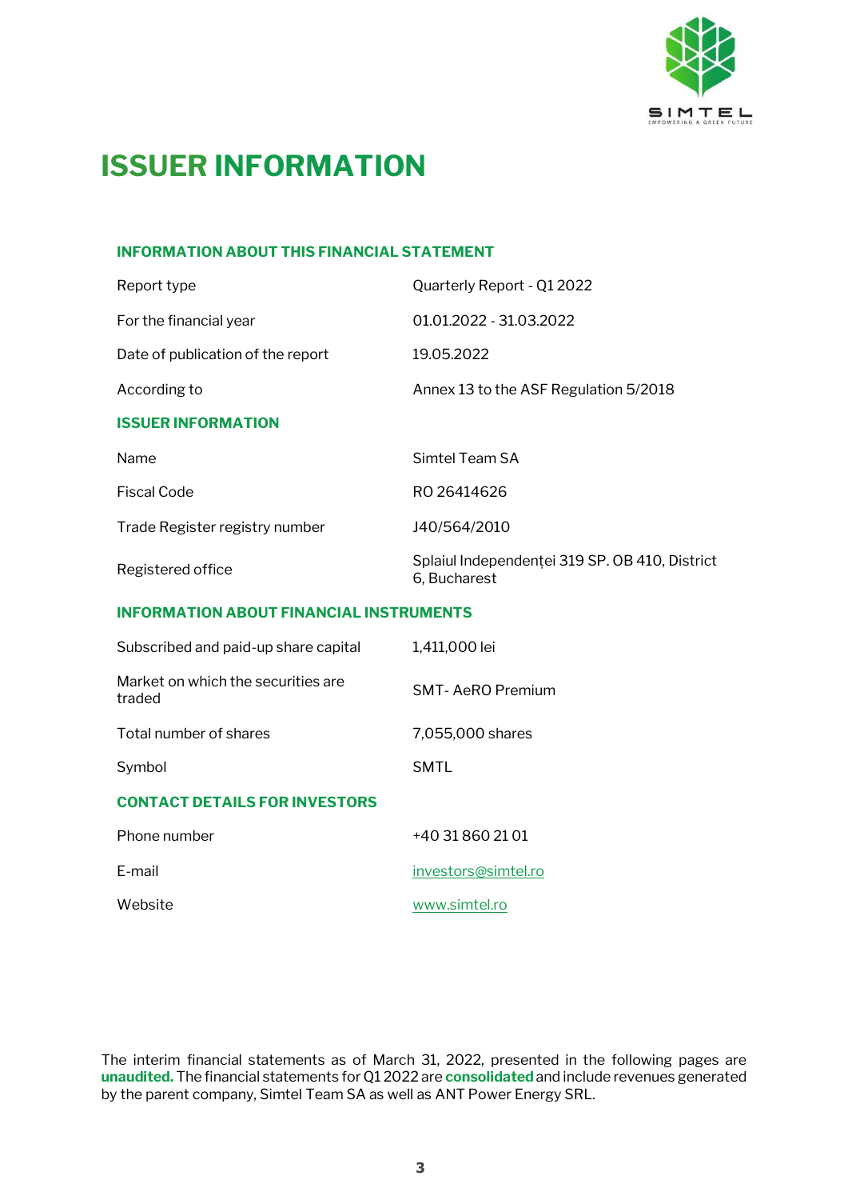# ISSUER INFORMATION

### INFORMATION ABOUT THIS FINANCIAL STATEMENT

| | |
|---|---|
| Report type | Quarterly Report - Q1 2022 |
| For the financial year | 01.01.2022 - 31.03.2022 |
| Date of publication of the report | 19.05.2022 |
| According to | Annex 13 to the ASF Regulation 5/2018 |

### ISSUER INFORMATION

| | |
|---|---|
| Name | Simtel Team SA |
| Fiscal Code | RO 26414626 |
| Trade Register registry number | J40/564/2010 |
| Registered office | Splaiul Independenței 319 SP. OB 410, District 6, Bucharest |

### INFORMATION ABOUT FINANCIAL INSTRUMENTS

| | |
|---|---|
| Subscribed and paid-up share capital | 1,411,000 lei |
| Market on which the securities are traded | SMT- AeRO Premium |
| Total number of shares | 7,055,000 shares |
| Symbol | SMTL |

### CONTACT DETAILS FOR INVESTORS

| | |
|---|---|
| Phone number | +40 31 860 21 01 |
| E-mail | investors@simtel.ro |
| Website | www.simtel.ro |

The interim financial statements as of March 31, 2022, presented in the following pages are **unaudited.** The financial statements for Q1 2022 are **consolidated** and include revenues generated by the parent company, Simtel Team SA as well as ANT Power Energy SRL.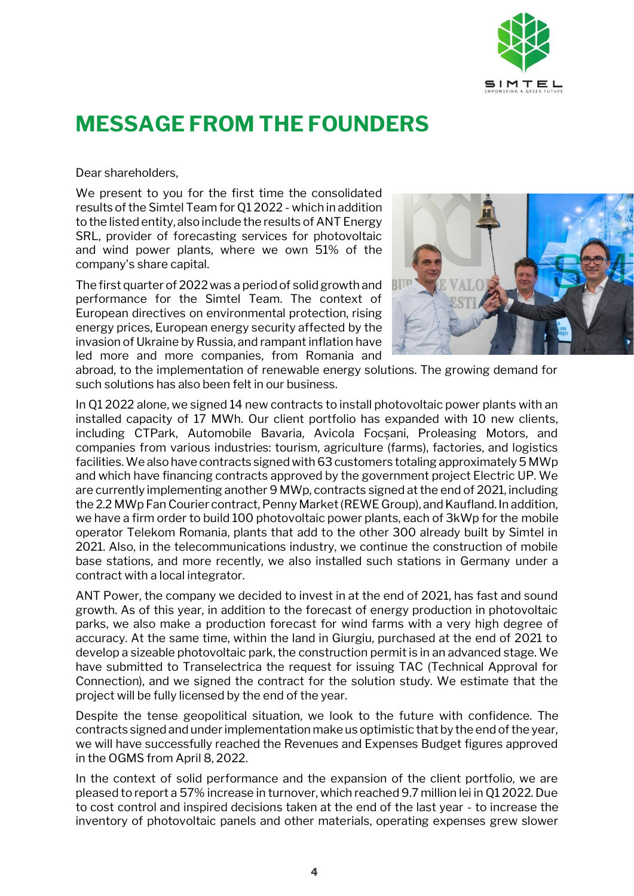# MESSAGE FROM THE FOUNDERS

Dear shareholders,

We present to you for the first time the consolidated results of the Simtel Team for Q1 2022 - which in addition to the listed entity, also include the results of ANT Energy SRL, provider of forecasting services for photovoltaic and wind power plants, where we own 51% of the company's share capital.

The first quarter of 2022 was a period of solid growth and performance for the Simtel Team. The context of European directives on environmental protection, rising energy prices, European energy security affected by the invasion of Ukraine by Russia, and rampant inflation have led more and more companies, from Romania and abroad, to the implementation of renewable energy solutions. The growing demand for such solutions has also been felt in our business.

In Q1 2022 alone, we signed 14 new contracts to install photovoltaic power plants with an installed capacity of 17 MWh. Our client portfolio has expanded with 10 new clients, including CTPark, Automobile Bavaria, Avicola Focșani, Proleasing Motors, and companies from various industries: tourism, agriculture (farms), factories, and logistics facilities. We also have contracts signed with 63 customers totaling approximately 5 MWp and which have financing contracts approved by the government project Electric UP. We are currently implementing another 9 MWp, contracts signed at the end of 2021, including the 2.2 MWp Fan Courier contract, Penny Market (REWE Group), and Kaufland. In addition, we have a firm order to build 100 photovoltaic power plants, each of 3kWp for the mobile operator Telekom Romania, plants that add to the other 300 already built by Simtel in 2021. Also, in the telecommunications industry, we continue the construction of mobile base stations, and more recently, we also installed such stations in Germany under a contract with a local integrator.

ANT Power, the company we decided to invest in at the end of 2021, has fast and sound growth. As of this year, in addition to the forecast of energy production in photovoltaic parks, we also make a production forecast for wind farms with a very high degree of accuracy. At the same time, within the land in Giurgiu, purchased at the end of 2021 to develop a sizeable photovoltaic park, the construction permit is in an advanced stage. We have submitted to Transelectrica the request for issuing TAC (Technical Approval for Connection), and we signed the contract for the solution study. We estimate that the project will be fully licensed by the end of the year.

Despite the tense geopolitical situation, we look to the future with confidence. The contracts signed and under implementation make us optimistic that by the end of the year, we will have successfully reached the Revenues and Expenses Budget figures approved in the OGMS from April 8, 2022.

In the context of solid performance and the expansion of the client portfolio, we are pleased to report a 57% increase in turnover, which reached 9.7 million lei in Q1 2022. Due to cost control and inspired decisions taken at the end of the last year - to increase the inventory of photovoltaic panels and other materials, operating expenses grew slower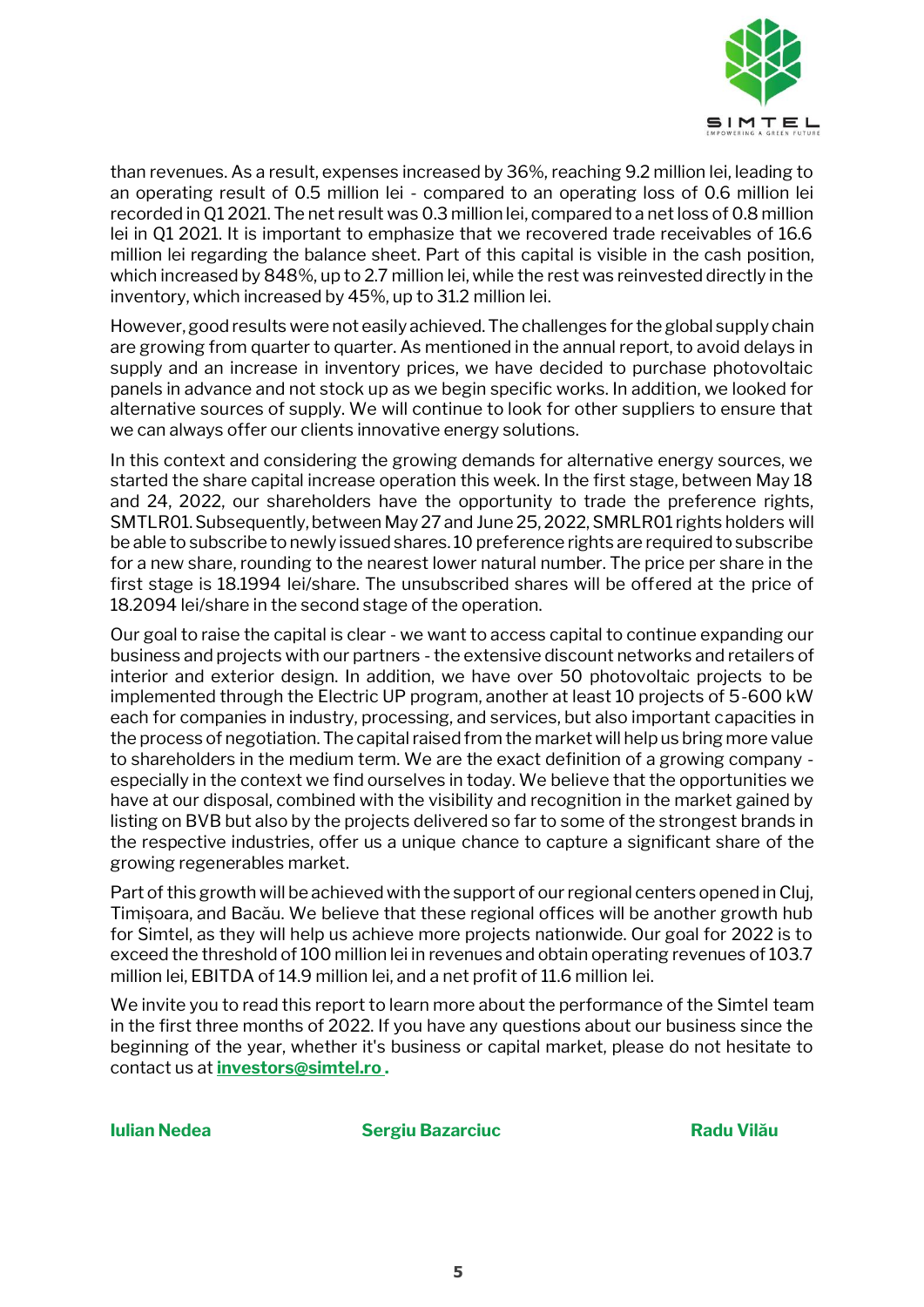than revenues. As a result, expenses increased by 36%, reaching 9.2 million lei, leading to an operating result of 0.5 million lei - compared to an operating loss of 0.6 million lei recorded in Q1 2021. The net result was 0.3 million lei, compared to a net loss of 0.8 million lei in Q1 2021. It is important to emphasize that we recovered trade receivables of 16.6 million lei regarding the balance sheet. Part of this capital is visible in the cash position, which increased by 848%, up to 2.7 million lei, while the rest was reinvested directly in the inventory, which increased by 45%, up to 31.2 million lei.

However, good results were not easily achieved. The challenges for the global supply chain are growing from quarter to quarter. As mentioned in the annual report, to avoid delays in supply and an increase in inventory prices, we have decided to purchase photovoltaic panels in advance and not stock up as we begin specific works. In addition, we looked for alternative sources of supply. We will continue to look for other suppliers to ensure that we can always offer our clients innovative energy solutions.

In this context and considering the growing demands for alternative energy sources, we started the share capital increase operation this week. In the first stage, between May 18 and 24, 2022, our shareholders have the opportunity to trade the preference rights, SMTLR01. Subsequently, between May 27 and June 25, 2022, SMRLR01 rights holders will be able to subscribe to newly issued shares. 10 preference rights are required to subscribe for a new share, rounding to the nearest lower natural number. The price per share in the first stage is 18.1994 lei/share. The unsubscribed shares will be offered at the price of 18.2094 lei/share in the second stage of the operation.

Our goal to raise the capital is clear - we want to access capital to continue expanding our business and projects with our partners - the extensive discount networks and retailers of interior and exterior design. In addition, we have over 50 photovoltaic projects to be implemented through the Electric UP program, another at least 10 projects of 5-600 kW each for companies in industry, processing, and services, but also important capacities in the process of negotiation. The capital raised from the market will help us bring more value to shareholders in the medium term. We are the exact definition of a growing company - especially in the context we find ourselves in today. We believe that the opportunities we have at our disposal, combined with the visibility and recognition in the market gained by listing on BVB but also by the projects delivered so far to some of the strongest brands in the respective industries, offer us a unique chance to capture a significant share of the growing regenerables market.

Part of this growth will be achieved with the support of our regional centers opened in Cluj, Timișoara, and Bacău. We believe that these regional offices will be another growth hub for Simtel, as they will help us achieve more projects nationwide. Our goal for 2022 is to exceed the threshold of 100 million lei in revenues and obtain operating revenues of 103.7 million lei, EBITDA of 14.9 million lei, and a net profit of 11.6 million lei.

We invite you to read this report to learn more about the performance of the Simtel team in the first three months of 2022. If you have any questions about our business since the beginning of the year, whether it's business or capital market, please do not hesitate to contact us at **investors@simtel.ro** .

**Iulian Nedea** **Sergiu Bazarciuc** **Radu Vilău**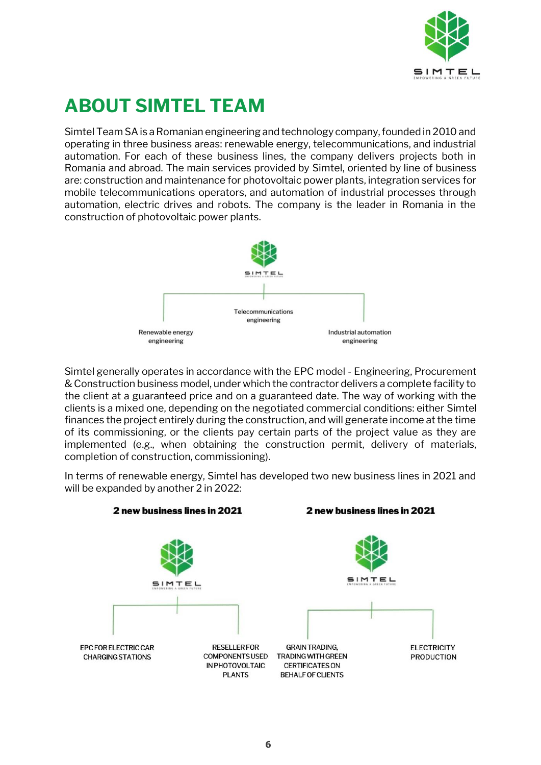# ABOUT SIMTEL TEAM

Simtel Team SA is a Romanian engineering and technology company, founded in 2010 and operating in three business areas: renewable energy, telecommunications, and industrial automation. For each of these business lines, the company delivers projects both in Romania and abroad. The main services provided by Simtel, oriented by line of business are: construction and maintenance for photovoltaic power plants, integration services for mobile telecommunications operators, and automation of industrial processes through automation, electric drives and robots. The company is the leader in Romania in the construction of photovoltaic power plants.

SIMTEL

- Renewable energy engineering
- Telecommunications engineering
- Industrial automation engineering

Simtel generally operates in accordance with the EPC model - Engineering, Procurement & Construction business model, under which the contractor delivers a complete facility to the client at a guaranteed price and on a guaranteed date. The way of working with the clients is a mixed one, depending on the negotiated commercial conditions: either Simtel finances the project entirely during the construction, and will generate income at the time of its commissioning, or the clients pay certain parts of the project value as they are implemented (e.g., when obtaining the construction permit, delivery of materials, completion of construction, commissioning).

In terms of renewable energy, Simtel has developed two new business lines in 2021 and will be expanded by another 2 in 2022:

**2 new business lines in 2021**

SIMTEL

- EPC FOR ELECTRIC CAR CHARGING STATIONS
- RESELLER FOR COMPONENTS USED IN PHOTOVOLTAIC PLANTS

**2 new business lines in 2021**

SIMTEL

- GRAIN TRADING, TRADING WITH GREEN CERTIFICATES ON BEHALF OF CLIENTS
- ELECTRICITY PRODUCTION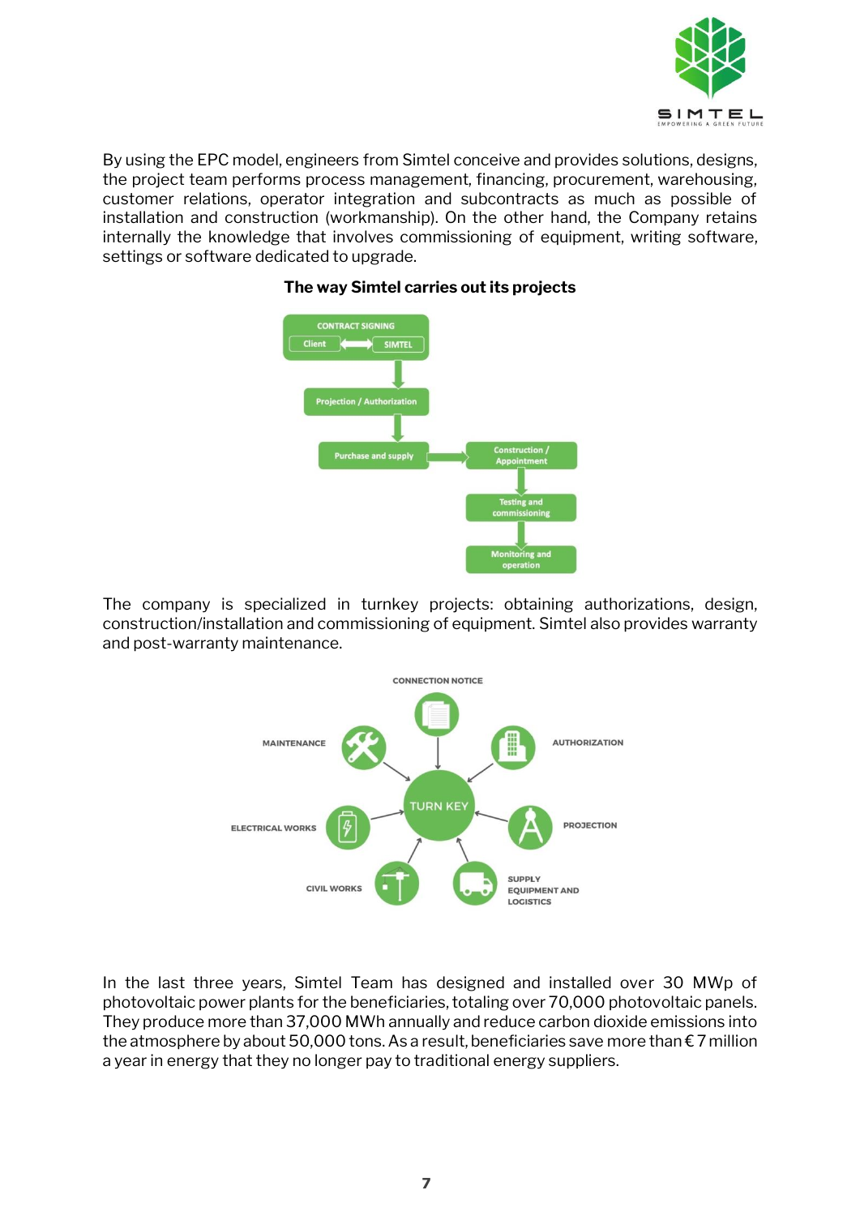By using the EPC model, engineers from Simtel conceive and provides solutions, designs, the project team performs process management, financing, procurement, warehousing, customer relations, operator integration and subcontracts as much as possible of installation and construction (workmanship). On the other hand, the Company retains internally the knowledge that involves commissioning of equipment, writing software, settings or software dedicated to upgrade.

**The way Simtel carries out its projects**

CONTRACT SIGNING

Client ⟷ SIMTEL

Projection / Authorization

Purchase and supply

Construction / Appointment

Testing and commissioning

Monitoring and operation

The company is specialized in turnkey projects: obtaining authorizations, design, construction/installation and commissioning of equipment. Simtel also provides warranty and post-warranty maintenance.

TURN KEY

CONNECTION NOTICE

AUTHORIZATION

PROJECTION

SUPPLY EQUIPMENT AND LOGISTICS

CIVIL WORKS

ELECTRICAL WORKS

MAINTENANCE

In the last three years, Simtel Team has designed and installed over 30 MWp of photovoltaic power plants for the beneficiaries, totaling over 70,000 photovoltaic panels. They produce more than 37,000 MWh annually and reduce carbon dioxide emissions into the atmosphere by about 50,000 tons. As a result, beneficiaries save more than € 7 million a year in energy that they no longer pay to traditional energy suppliers.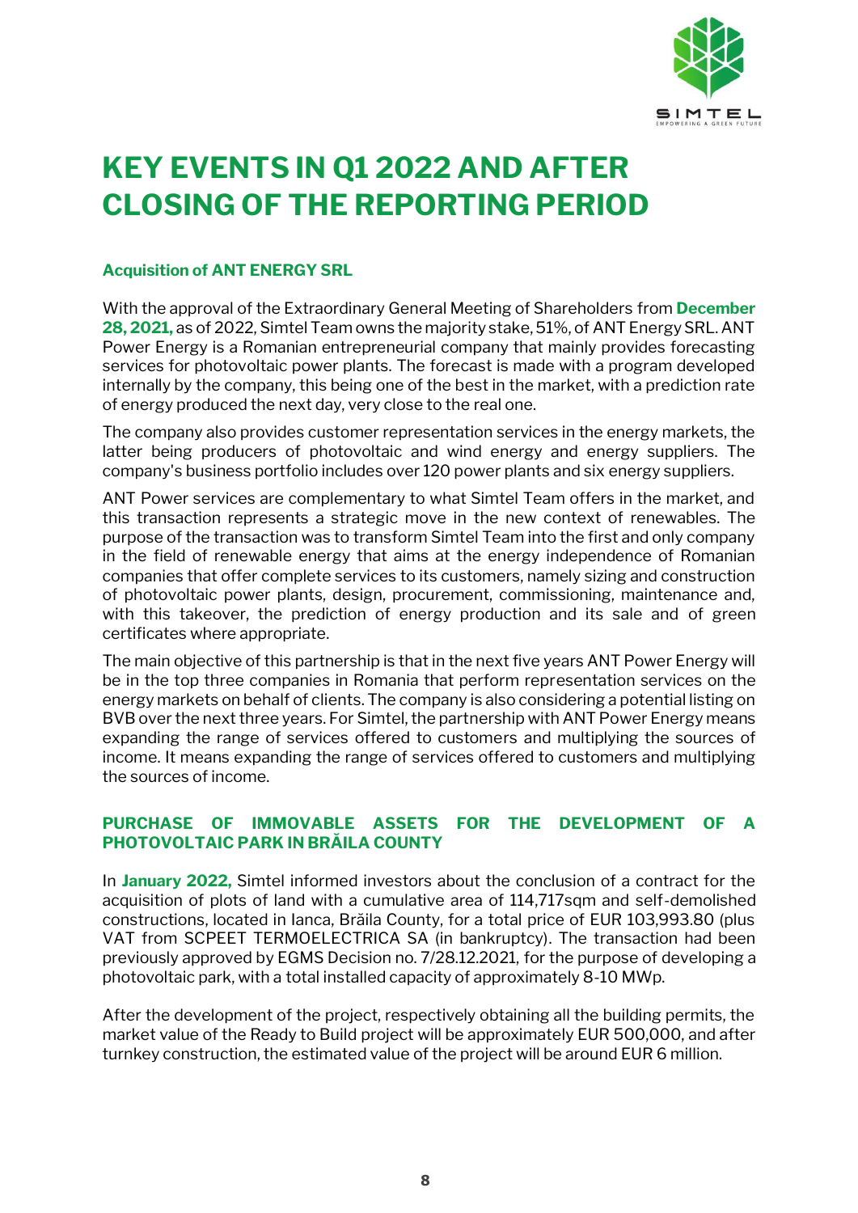# KEY EVENTS IN Q1 2022 AND AFTER CLOSING OF THE REPORTING PERIOD

### Acquisition of ANT ENERGY SRL

With the approval of the Extraordinary General Meeting of Shareholders from **December 28, 2021,** as of 2022, Simtel Team owns the majority stake, 51%, of ANT Energy SRL. ANT Power Energy is a Romanian entrepreneurial company that mainly provides forecasting services for photovoltaic power plants. The forecast is made with a program developed internally by the company, this being one of the best in the market, with a prediction rate of energy produced the next day, very close to the real one.

The company also provides customer representation services in the energy markets, the latter being producers of photovoltaic and wind energy and energy suppliers. The company's business portfolio includes over 120 power plants and six energy suppliers.

ANT Power services are complementary to what Simtel Team offers in the market, and this transaction represents a strategic move in the new context of renewables. The purpose of the transaction was to transform Simtel Team into the first and only company in the field of renewable energy that aims at the energy independence of Romanian companies that offer complete services to its customers, namely sizing and construction of photovoltaic power plants, design, procurement, commissioning, maintenance and, with this takeover, the prediction of energy production and its sale and of green certificates where appropriate.

The main objective of this partnership is that in the next five years ANT Power Energy will be in the top three companies in Romania that perform representation services on the energy markets on behalf of clients. The company is also considering a potential listing on BVB over the next three years. For Simtel, the partnership with ANT Power Energy means expanding the range of services offered to customers and multiplying the sources of income. It means expanding the range of services offered to customers and multiplying the sources of income.

### PURCHASE OF IMMOVABLE ASSETS FOR THE DEVELOPMENT OF A PHOTOVOLTAIC PARK IN BRĂILA COUNTY

In **January 2022,** Simtel informed investors about the conclusion of a contract for the acquisition of plots of land with a cumulative area of 114,717sqm and self-demolished constructions, located in Ianca, Brăila County, for a total price of EUR 103,993.80 (plus VAT from SCPEET TERMOELECTRICA SA (in bankruptcy). The transaction had been previously approved by EGMS Decision no. 7/28.12.2021, for the purpose of developing a photovoltaic park, with a total installed capacity of approximately 8-10 MWp.

After the development of the project, respectively obtaining all the building permits, the market value of the Ready to Build project will be approximately EUR 500,000, and after turnkey construction, the estimated value of the project will be around EUR 6 million.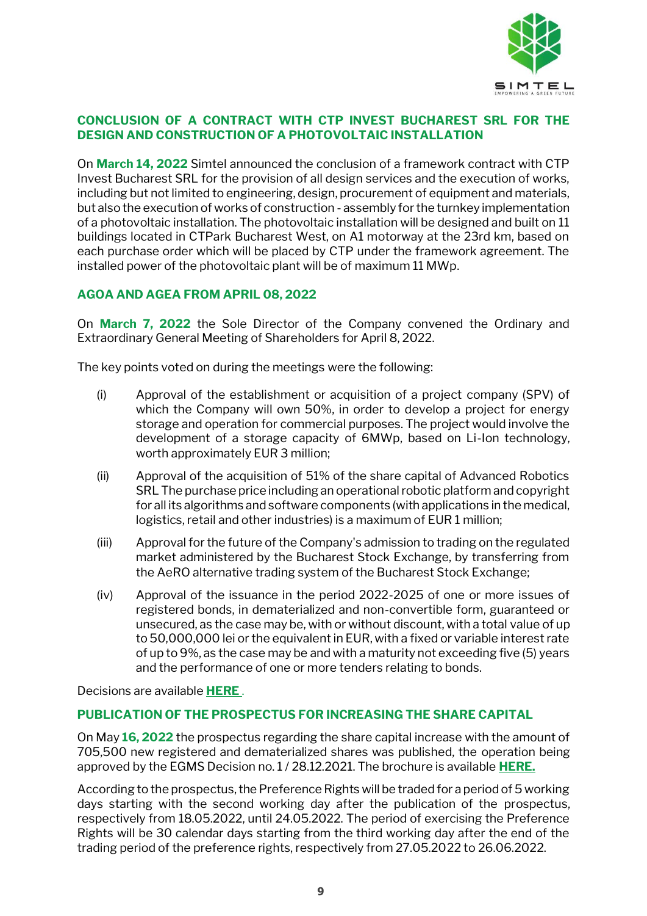## CONCLUSION OF A CONTRACT WITH CTP INVEST BUCHAREST SRL FOR THE DESIGN AND CONSTRUCTION OF A PHOTOVOLTAIC INSTALLATION

On **March 14, 2022** Simtel announced the conclusion of a framework contract with CTP Invest Bucharest SRL for the provision of all design services and the execution of works, including but not limited to engineering, design, procurement of equipment and materials, but also the execution of works of construction - assembly for the turnkey implementation of a photovoltaic installation. The photovoltaic installation will be designed and built on 11 buildings located in CTPark Bucharest West, on A1 motorway at the 23rd km, based on each purchase order which will be placed by CTP under the framework agreement. The installed power of the photovoltaic plant will be of maximum 11 MWp.

## AGOA AND AGEA FROM APRIL 08, 2022

On **March 7, 2022** the Sole Director of the Company convened the Ordinary and Extraordinary General Meeting of Shareholders for April 8, 2022.

The key points voted on during the meetings were the following:

(i) Approval of the establishment or acquisition of a project company (SPV) of which the Company will own 50%, in order to develop a project for energy storage and operation for commercial purposes. The project would involve the development of a storage capacity of 6MWp, based on Li-Ion technology, worth approximately EUR 3 million;

(ii) Approval of the acquisition of 51% of the share capital of Advanced Robotics SRL The purchase price including an operational robotic platform and copyright for all its algorithms and software components (with applications in the medical, logistics, retail and other industries) is a maximum of EUR 1 million;

(iii) Approval for the future of the Company's admission to trading on the regulated market administered by the Bucharest Stock Exchange, by transferring from the AeRO alternative trading system of the Bucharest Stock Exchange;

(iv) Approval of the issuance in the period 2022-2025 of one or more issues of registered bonds, in dematerialized and non-convertible form, guaranteed or unsecured, as the case may be, with or without discount, with a total value of up to 50,000,000 lei or the equivalent in EUR, with a fixed or variable interest rate of up to 9%, as the case may be and with a maturity not exceeding five (5) years and the performance of one or more tenders relating to bonds.

Decisions are available **HERE** .

## PUBLICATION OF THE PROSPECTUS FOR INCREASING THE SHARE CAPITAL

On May **16, 2022** the prospectus regarding the share capital increase with the amount of 705,500 new registered and dematerialized shares was published, the operation being approved by the EGMS Decision no. 1 / 28.12.2021. The brochure is available **HERE.**

According to the prospectus, the Preference Rights will be traded for a period of 5 working days starting with the second working day after the publication of the prospectus, respectively from 18.05.2022, until 24.05.2022. The period of exercising the Preference Rights will be 30 calendar days starting from the third working day after the end of the trading period of the preference rights, respectively from 27.05.2022 to 26.06.2022.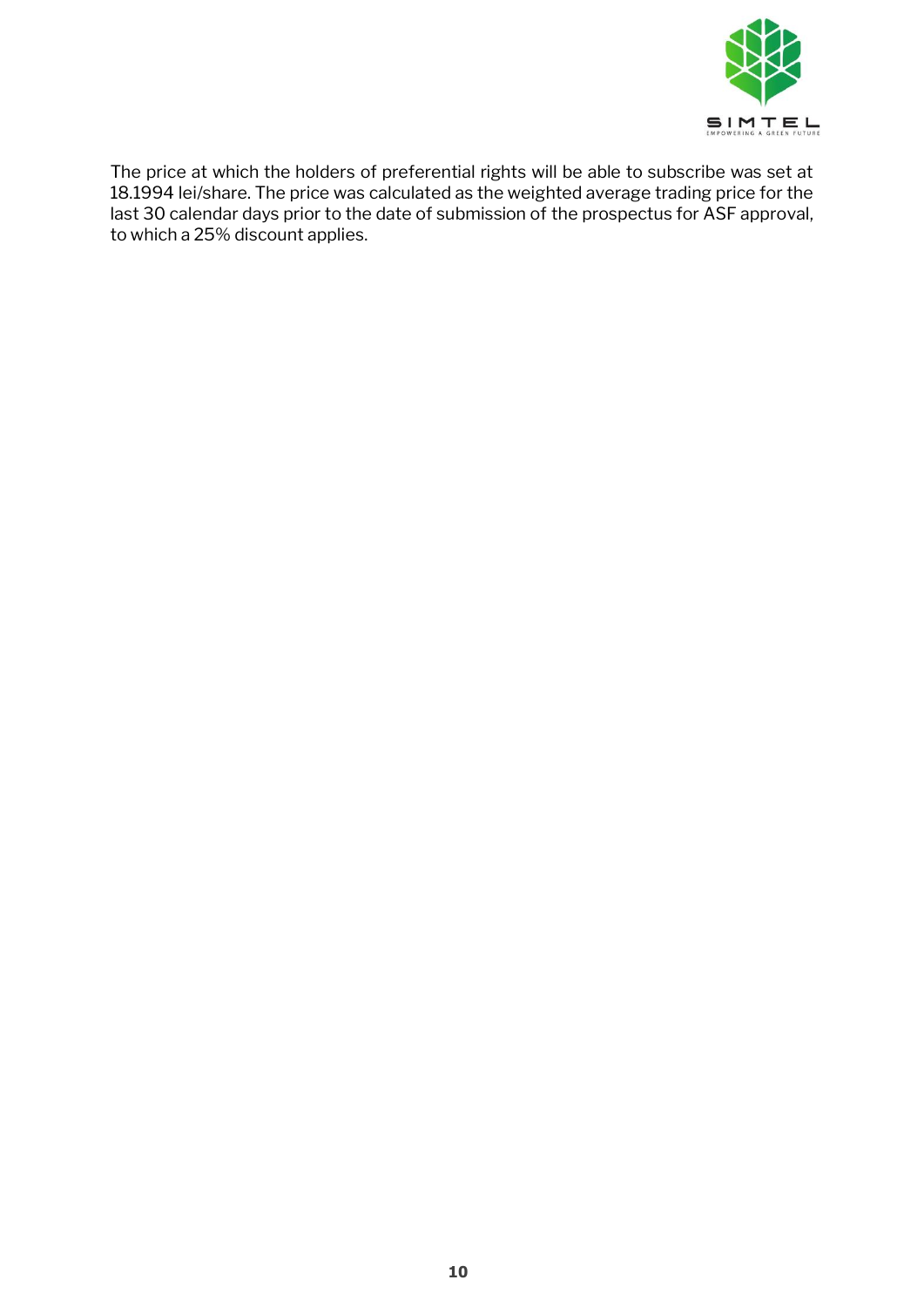The price at which the holders of preferential rights will be able to subscribe was set at 18.1994 lei/share. The price was calculated as the weighted average trading price for the last 30 calendar days prior to the date of submission of the prospectus for ASF approval, to which a 25% discount applies.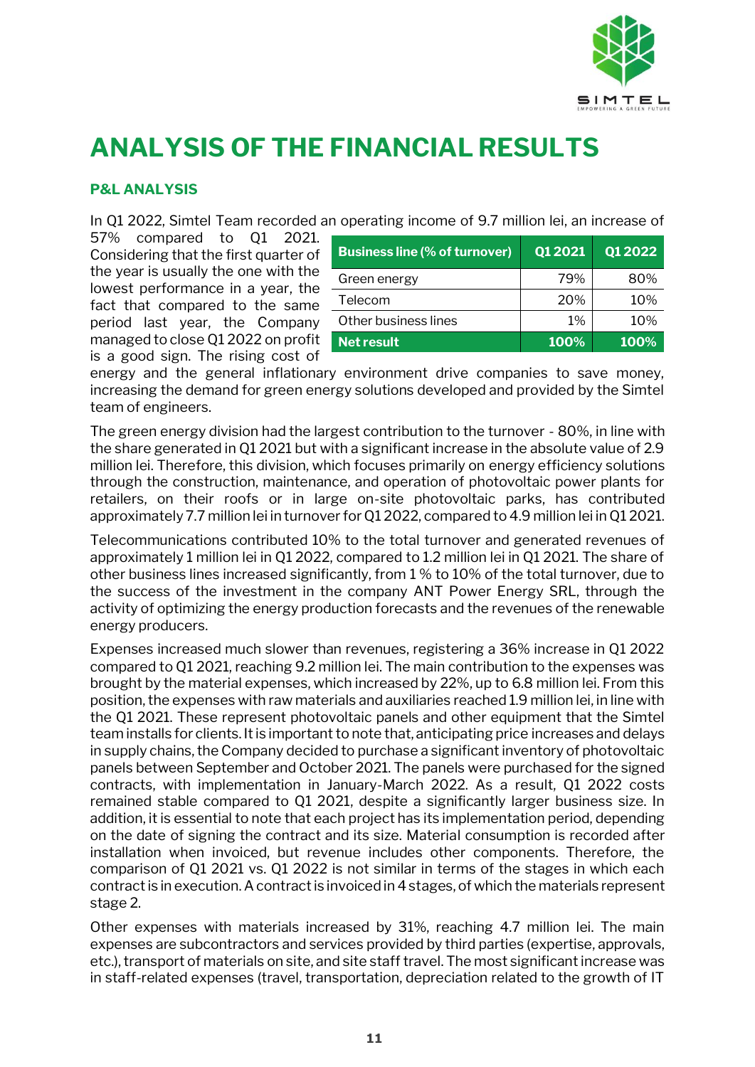# ANALYSIS OF THE FINANCIAL RESULTS

### P&L ANALYSIS

In Q1 2022, Simtel Team recorded an operating income of 9.7 million lei, an increase of 57% compared to Q1 2021. Considering that the first quarter of the year is usually the one with the lowest performance in a year, the fact that compared to the same period last year, the Company managed to close Q1 2022 on profit is a good sign. The rising cost of energy and the general inflationary environment drive companies to save money, increasing the demand for green energy solutions developed and provided by the Simtel team of engineers.

| Business line (% of turnover) | Q1 2021 | Q1 2022 |
|---|---|---|
| Green energy | 79% | 80% |
| Telecom | 20% | 10% |
| Other business lines | 1% | 10% |
| **Net result** | **100%** | **100%** |

The green energy division had the largest contribution to the turnover - 80%, in line with the share generated in Q1 2021 but with a significant increase in the absolute value of 2.9 million lei. Therefore, this division, which focuses primarily on energy efficiency solutions through the construction, maintenance, and operation of photovoltaic power plants for retailers, on their roofs or in large on-site photovoltaic parks, has contributed approximately 7.7 million lei in turnover for Q1 2022, compared to 4.9 million lei in Q1 2021.

Telecommunications contributed 10% to the total turnover and generated revenues of approximately 1 million lei in Q1 2022, compared to 1.2 million lei in Q1 2021. The share of other business lines increased significantly, from 1 % to 10% of the total turnover, due to the success of the investment in the company ANT Power Energy SRL, through the activity of optimizing the energy production forecasts and the revenues of the renewable energy producers.

Expenses increased much slower than revenues, registering a 36% increase in Q1 2022 compared to Q1 2021, reaching 9.2 million lei. The main contribution to the expenses was brought by the material expenses, which increased by 22%, up to 6.8 million lei. From this position, the expenses with raw materials and auxiliaries reached 1.9 million lei, in line with the Q1 2021. These represent photovoltaic panels and other equipment that the Simtel team installs for clients. It is important to note that, anticipating price increases and delays in supply chains, the Company decided to purchase a significant inventory of photovoltaic panels between September and October 2021. The panels were purchased for the signed contracts, with implementation in January-March 2022. As a result, Q1 2022 costs remained stable compared to Q1 2021, despite a significantly larger business size. In addition, it is essential to note that each project has its implementation period, depending on the date of signing the contract and its size. Material consumption is recorded after installation when invoiced, but revenue includes other components. Therefore, the comparison of Q1 2021 vs. Q1 2022 is not similar in terms of the stages in which each contract is in execution. A contract is invoiced in 4 stages, of which the materials represent stage 2.

Other expenses with materials increased by 31%, reaching 4.7 million lei. The main expenses are subcontractors and services provided by third parties (expertise, approvals, etc.), transport of materials on site, and site staff travel. The most significant increase was in staff-related expenses (travel, transportation, depreciation related to the growth of IT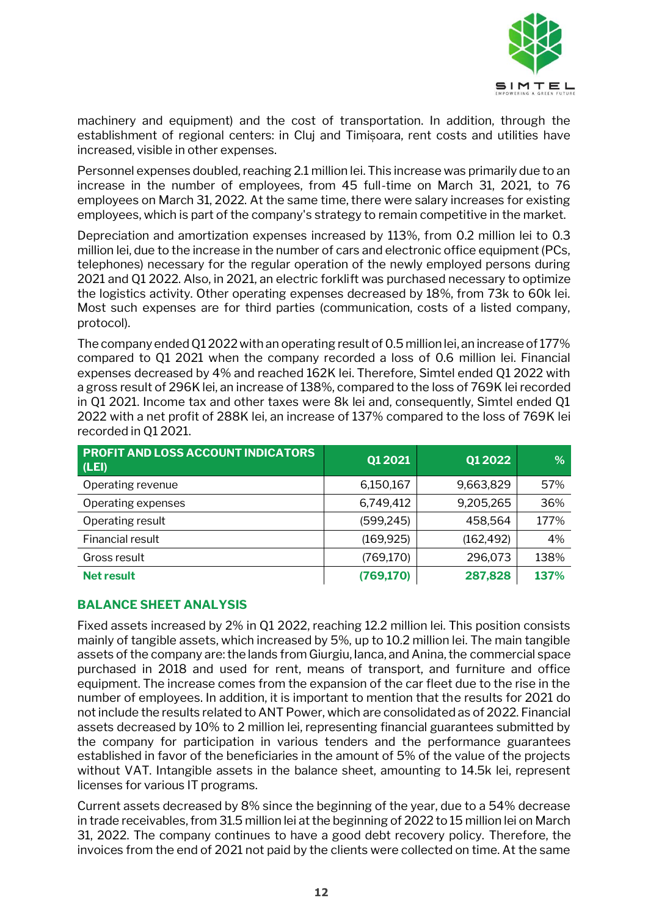machinery and equipment) and the cost of transportation. In addition, through the establishment of regional centers: in Cluj and Timișoara, rent costs and utilities have increased, visible in other expenses.

Personnel expenses doubled, reaching 2.1 million lei. This increase was primarily due to an increase in the number of employees, from 45 full-time on March 31, 2021, to 76 employees on March 31, 2022. At the same time, there were salary increases for existing employees, which is part of the company's strategy to remain competitive in the market.

Depreciation and amortization expenses increased by 113%, from 0.2 million lei to 0.3 million lei, due to the increase in the number of cars and electronic office equipment (PCs, telephones) necessary for the regular operation of the newly employed persons during 2021 and Q1 2022. Also, in 2021, an electric forklift was purchased necessary to optimize the logistics activity. Other operating expenses decreased by 18%, from 73k to 60k lei. Most such expenses are for third parties (communication, costs of a listed company, protocol).

The company ended Q1 2022 with an operating result of 0.5 million lei, an increase of 177% compared to Q1 2021 when the company recorded a loss of 0.6 million lei. Financial expenses decreased by 4% and reached 162K lei. Therefore, Simtel ended Q1 2022 with a gross result of 296K lei, an increase of 138%, compared to the loss of 769K lei recorded in Q1 2021. Income tax and other taxes were 8k lei and, consequently, Simtel ended Q1 2022 with a net profit of 288K lei, an increase of 137% compared to the loss of 769K lei recorded in Q1 2021.

| PROFIT AND LOSS ACCOUNT INDICATORS (LEI) | Q1 2021 | Q1 2022 | % |
|---|---|---|---|
| Operating revenue | 6,150,167 | 9,663,829 | 57% |
| Operating expenses | 6,749,412 | 9,205,265 | 36% |
| Operating result | (599,245) | 458,564 | 177% |
| Financial result | (169,925) | (162,492) | 4% |
| Gross result | (769,170) | 296,073 | 138% |
| **Net result** | **(769,170)** | **287,828** | **137%** |

## BALANCE SHEET ANALYSIS

Fixed assets increased by 2% in Q1 2022, reaching 12.2 million lei. This position consists mainly of tangible assets, which increased by 5%, up to 10.2 million lei. The main tangible assets of the company are: the lands from Giurgiu, Ianca, and Anina, the commercial space purchased in 2018 and used for rent, means of transport, and furniture and office equipment. The increase comes from the expansion of the car fleet due to the rise in the number of employees. In addition, it is important to mention that the results for 2021 do not include the results related to ANT Power, which are consolidated as of 2022. Financial assets decreased by 10% to 2 million lei, representing financial guarantees submitted by the company for participation in various tenders and the performance guarantees established in favor of the beneficiaries in the amount of 5% of the value of the projects without VAT. Intangible assets in the balance sheet, amounting to 14.5k lei, represent licenses for various IT programs.

Current assets decreased by 8% since the beginning of the year, due to a 54% decrease in trade receivables, from 31.5 million lei at the beginning of 2022 to 15 million lei on March 31, 2022. The company continues to have a good debt recovery policy. Therefore, the invoices from the end of 2021 not paid by the clients were collected on time. At the same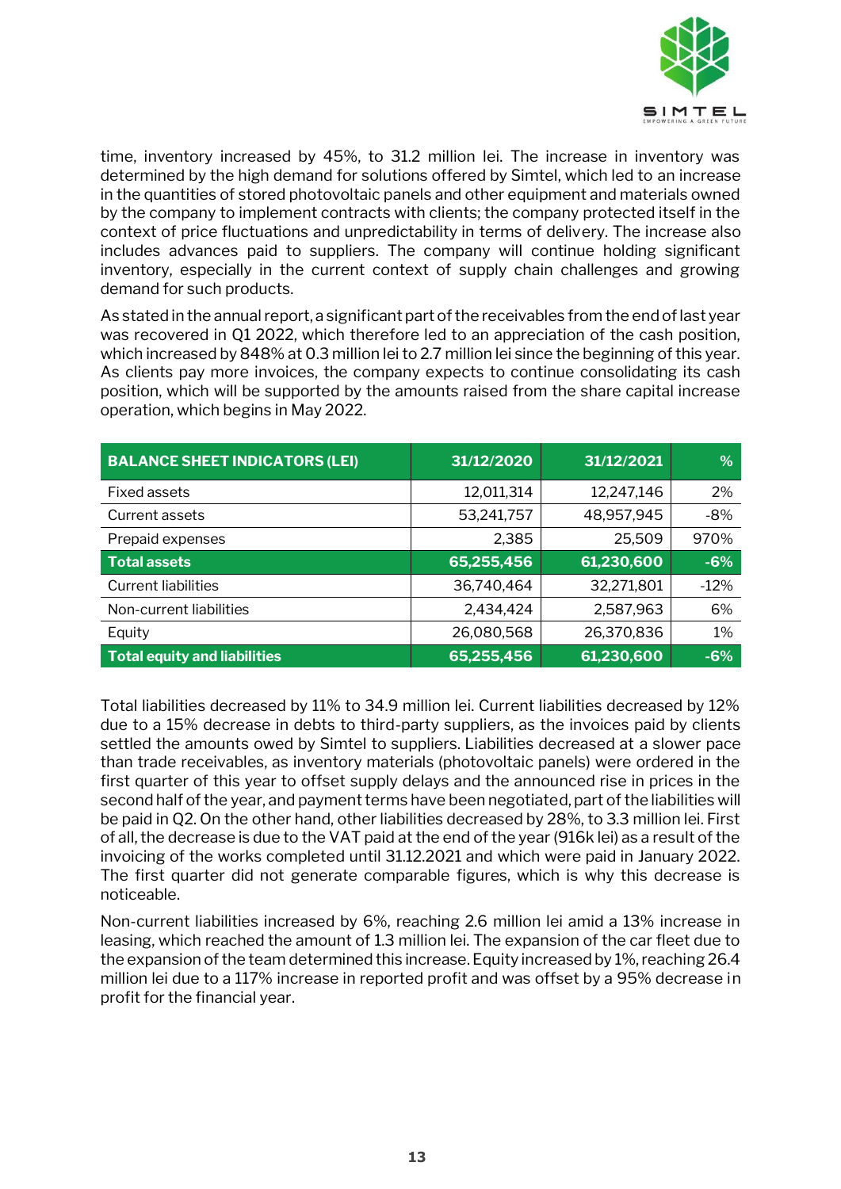time, inventory increased by 45%, to 31.2 million lei. The increase in inventory was determined by the high demand for solutions offered by Simtel, which led to an increase in the quantities of stored photovoltaic panels and other equipment and materials owned by the company to implement contracts with clients; the company protected itself in the context of price fluctuations and unpredictability in terms of delivery. The increase also includes advances paid to suppliers. The company will continue holding significant inventory, especially in the current context of supply chain challenges and growing demand for such products.

As stated in the annual report, a significant part of the receivables from the end of last year was recovered in Q1 2022, which therefore led to an appreciation of the cash position, which increased by 848% at 0.3 million lei to 2.7 million lei since the beginning of this year. As clients pay more invoices, the company expects to continue consolidating its cash position, which will be supported by the amounts raised from the share capital increase operation, which begins in May 2022.

| BALANCE SHEET INDICATORS (LEI) | 31/12/2020 | 31/12/2021 | % |
|---|---|---|---|
| Fixed assets | 12,011,314 | 12,247,146 | 2% |
| Current assets | 53,241,757 | 48,957,945 | -8% |
| Prepaid expenses | 2,385 | 25,509 | 970% |
| **Total assets** | **65,255,456** | **61,230,600** | **-6%** |
| Current liabilities | 36,740,464 | 32,271,801 | -12% |
| Non-current liabilities | 2,434,424 | 2,587,963 | 6% |
| Equity | 26,080,568 | 26,370,836 | 1% |
| **Total equity and liabilities** | **65,255,456** | **61,230,600** | **-6%** |

Total liabilities decreased by 11% to 34.9 million lei. Current liabilities decreased by 12% due to a 15% decrease in debts to third-party suppliers, as the invoices paid by clients settled the amounts owed by Simtel to suppliers. Liabilities decreased at a slower pace than trade receivables, as inventory materials (photovoltaic panels) were ordered in the first quarter of this year to offset supply delays and the announced rise in prices in the second half of the year, and payment terms have been negotiated, part of the liabilities will be paid in Q2. On the other hand, other liabilities decreased by 28%, to 3.3 million lei. First of all, the decrease is due to the VAT paid at the end of the year (916k lei) as a result of the invoicing of the works completed until 31.12.2021 and which were paid in January 2022. The first quarter did not generate comparable figures, which is why this decrease is noticeable.

Non-current liabilities increased by 6%, reaching 2.6 million lei amid a 13% increase in leasing, which reached the amount of 1.3 million lei. The expansion of the car fleet due to the expansion of the team determined this increase. Equity increased by 1%, reaching 26.4 million lei due to a 117% increase in reported profit and was offset by a 95% decrease in profit for the financial year.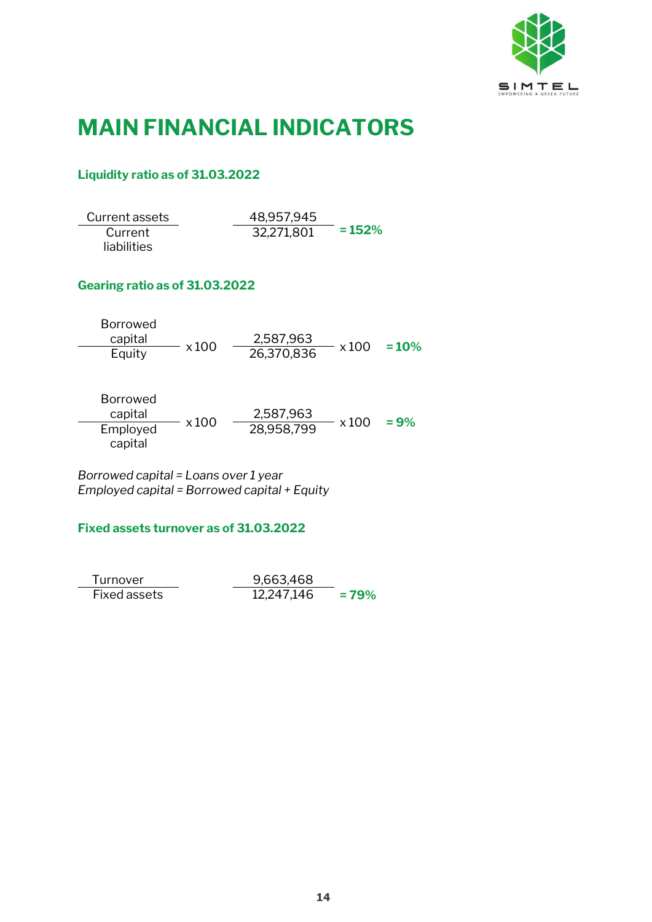# MAIN FINANCIAL INDICATORS

### Liquidity ratio as of 31.03.2022

$$\frac{\text{Current assets}}{\text{Current liabilities}} \qquad \frac{48{,}957{,}945}{32{,}271{,}801} = \mathbf{152\%}$$

### Gearing ratio as of 31.03.2022

$$\frac{\text{Borrowed capital}}{\text{Equity}} \times 100 \qquad \frac{2{,}587{,}963}{26{,}370{,}836} \times 100 = \mathbf{10\%}$$

$$\frac{\text{Borrowed capital}}{\text{Employed capital}} \times 100 \qquad \frac{2{,}587{,}963}{28{,}958{,}799} \times 100 = \mathbf{9\%}$$

*Borrowed capital = Loans over 1 year*
*Employed capital = Borrowed capital + Equity*

### Fixed assets turnover as of 31.03.2022

$$\frac{\text{Turnover}}{\text{Fixed assets}} \qquad \frac{9{,}663{,}468}{12{,}247{,}146} = \mathbf{79\%}$$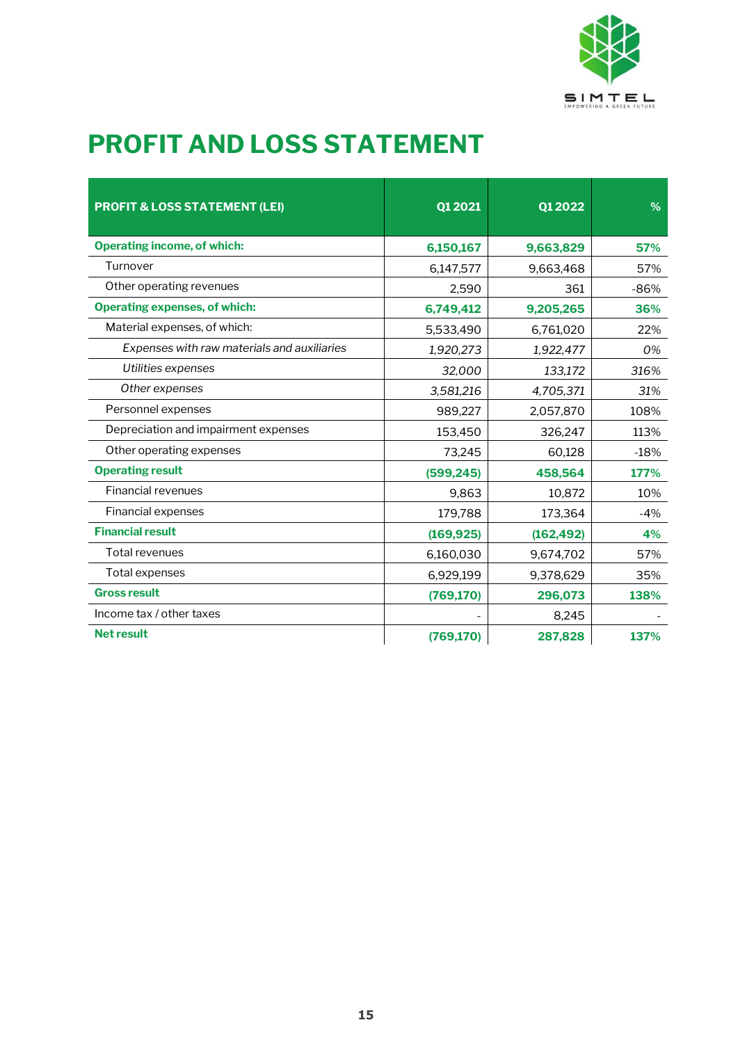# PROFIT AND LOSS STATEMENT

| PROFIT & LOSS STATEMENT (LEI) | Q1 2021 | Q1 2022 | % |
|---|---|---|---|
| **Operating income, of which:** | **6,150,167** | **9,663,829** | **57%** |
| Turnover | 6,147,577 | 9,663,468 | 57% |
| Other operating revenues | 2,590 | 361 | -86% |
| **Operating expenses, of which:** | **6,749,412** | **9,205,265** | **36%** |
| Material expenses, of which: | 5,533,490 | 6,761,020 | 22% |
| *Expenses with raw materials and auxiliaries* | *1,920,273* | *1,922,477* | *0%* |
| *Utilities expenses* | *32,000* | *133,172* | *316%* |
| *Other expenses* | *3,581,216* | *4,705,371* | *31%* |
| Personnel expenses | 989,227 | 2,057,870 | 108% |
| Depreciation and impairment expenses | 153,450 | 326,247 | 113% |
| Other operating expenses | 73,245 | 60,128 | -18% |
| **Operating result** | **(599,245)** | **458,564** | **177%** |
| Financial revenues | 9,863 | 10,872 | 10% |
| Financial expenses | 179,788 | 173,364 | -4% |
| **Financial result** | **(169,925)** | **(162,492)** | **4%** |
| Total revenues | 6,160,030 | 9,674,702 | 57% |
| Total expenses | 6,929,199 | 9,378,629 | 35% |
| **Gross result** | **(769,170)** | **296,073** | **138%** |
| Income tax / other taxes | - | 8,245 | - |
| **Net result** | **(769,170)** | **287,828** | **137%** |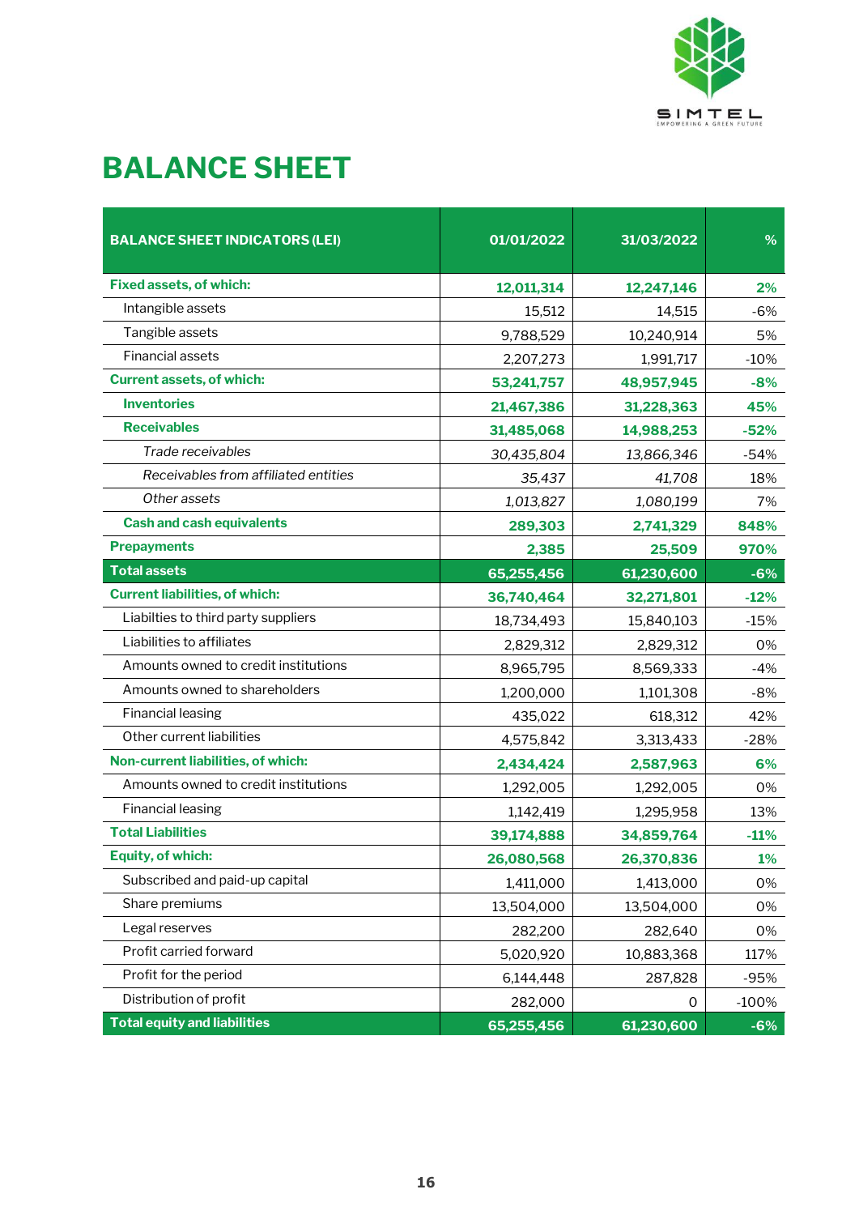# BALANCE SHEET

| BALANCE SHEET INDICATORS (LEI) | 01/01/2022 | 31/03/2022 | % |
|---|---|---|---|
| **Fixed assets, of which:** | **12,011,314** | **12,247,146** | **2%** |
| Intangible assets | 15,512 | 14,515 | -6% |
| Tangible assets | 9,788,529 | 10,240,914 | 5% |
| Financial assets | 2,207,273 | 1,991,717 | -10% |
| **Current assets, of which:** | **53,241,757** | **48,957,945** | **-8%** |
| **Inventories** | **21,467,386** | **31,228,363** | **45%** |
| **Receivables** | **31,485,068** | **14,988,253** | **-52%** |
| *Trade receivables* | *30,435,804* | *13,866,346* | -54% |
| *Receivables from affiliated entities* | *35,437* | *41,708* | 18% |
| *Other assets* | *1,013,827* | *1,080,199* | 7% |
| **Cash and cash equivalents** | **289,303** | **2,741,329** | **848%** |
| **Prepayments** | **2,385** | **25,509** | **970%** |
| **Total assets** | **65,255,456** | **61,230,600** | **-6%** |
| **Current liabilities, of which:** | **36,740,464** | **32,271,801** | **-12%** |
| Liabilties to third party suppliers | 18,734,493 | 15,840,103 | -15% |
| Liabilities to affiliates | 2,829,312 | 2,829,312 | 0% |
| Amounts owned to credit institutions | 8,965,795 | 8,569,333 | -4% |
| Amounts owned to shareholders | 1,200,000 | 1,101,308 | -8% |
| Financial leasing | 435,022 | 618,312 | 42% |
| Other current liabilities | 4,575,842 | 3,313,433 | -28% |
| **Non-current liabilities, of which:** | **2,434,424** | **2,587,963** | **6%** |
| Amounts owned to credit institutions | 1,292,005 | 1,292,005 | 0% |
| Financial leasing | 1,142,419 | 1,295,958 | 13% |
| **Total Liabilities** | **39,174,888** | **34,859,764** | **-11%** |
| **Equity, of which:** | **26,080,568** | **26,370,836** | **1%** |
| Subscribed and paid-up capital | 1,411,000 | 1,413,000 | 0% |
| Share premiums | 13,504,000 | 13,504,000 | 0% |
| Legal reserves | 282,200 | 282,640 | 0% |
| Profit carried forward | 5,020,920 | 10,883,368 | 117% |
| Profit for the period | 6,144,448 | 287,828 | -95% |
| Distribution of profit | 282,000 | 0 | -100% |
| **Total equity and liabilities** | **65,255,456** | **61,230,600** | **-6%** |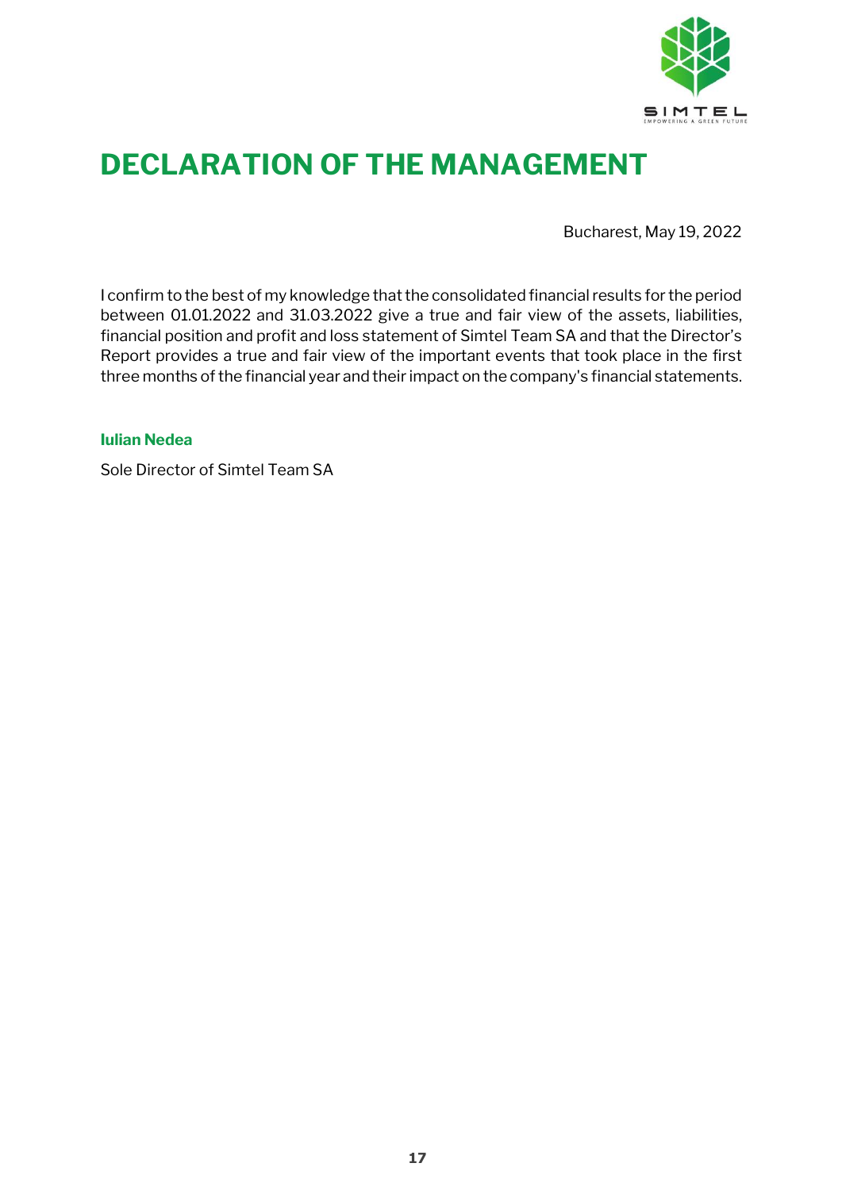# DECLARATION OF THE MANAGEMENT

Bucharest, May 19, 2022

I confirm to the best of my knowledge that the consolidated financial results for the period between 01.01.2022 and 31.03.2022 give a true and fair view of the assets, liabilities, financial position and profit and loss statement of Simtel Team SA and that the Director's Report provides a true and fair view of the important events that took place in the first three months of the financial year and their impact on the company's financial statements.

**Iulian Nedea**

Sole Director of Simtel Team SA